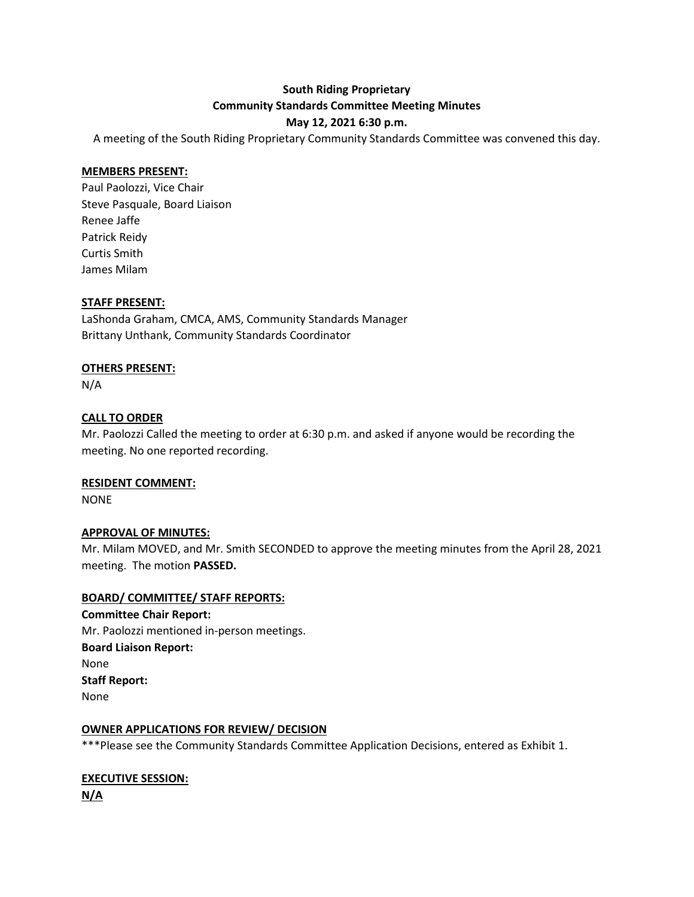**South Riding Proprietary**
**Community Standards Committee Meeting Minutes**
**May 12, 2021 6:30 p.m.**

A meeting of the South Riding Proprietary Community Standards Committee was convened this day.

**MEMBERS PRESENT:**

Paul Paolozzi, Vice Chair
Steve Pasquale, Board Liaison
Renee Jaffe
Patrick Reidy
Curtis Smith
James Milam

**STAFF PRESENT:**

LaShonda Graham, CMCA, AMS, Community Standards Manager
Brittany Unthank, Community Standards Coordinator

**OTHERS PRESENT:**

N/A

**CALL TO ORDER**

Mr. Paolozzi Called the meeting to order at 6:30 p.m. and asked if anyone would be recording the meeting. No one reported recording.

**RESIDENT COMMENT:**

NONE

**APPROVAL OF MINUTES:**

Mr. Milam MOVED, and Mr. Smith SECONDED to approve the meeting minutes from the April 28, 2021 meeting. The motion **PASSED.**

**BOARD/ COMMITTEE/ STAFF REPORTS:**

**Committee Chair Report:**
Mr. Paolozzi mentioned in-person meetings.
**Board Liaison Report:**
None
**Staff Report:**
None

**OWNER APPLICATIONS FOR REVIEW/ DECISION**

***Please see the Community Standards Committee Application Decisions, entered as Exhibit 1.

**EXECUTIVE SESSION:**

**N/A**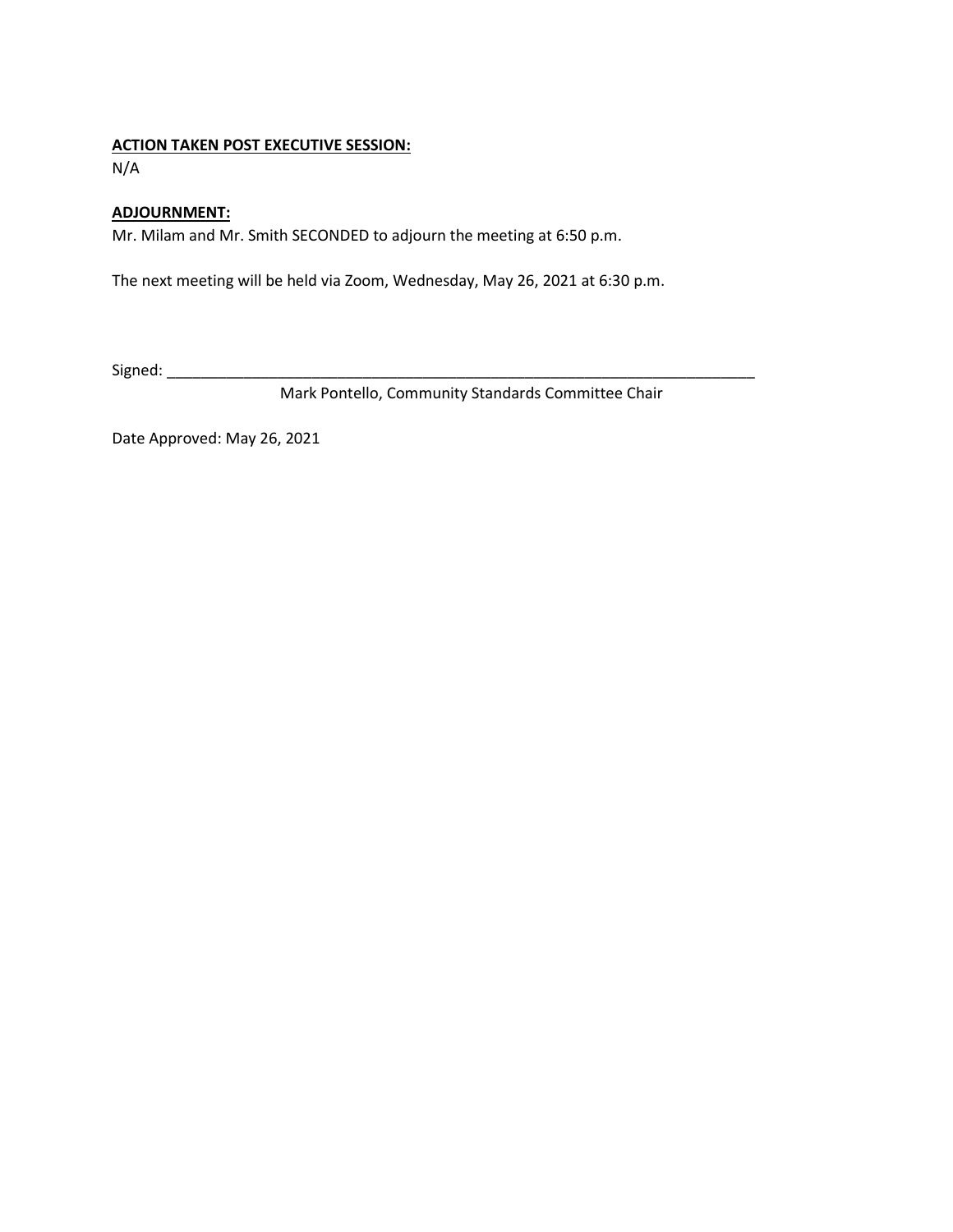**ACTION TAKEN POST EXECUTIVE SESSION:**

N/A

**ADJOURNMENT:**

Mr. Milam and Mr. Smith SECONDED to adjourn the meeting at 6:50 p.m.

The next meeting will be held via Zoom, Wednesday, May 26, 2021 at 6:30 p.m.

Signed: ___________________________________________________________________________

Mark Pontello, Community Standards Committee Chair

Date Approved: May 26, 2021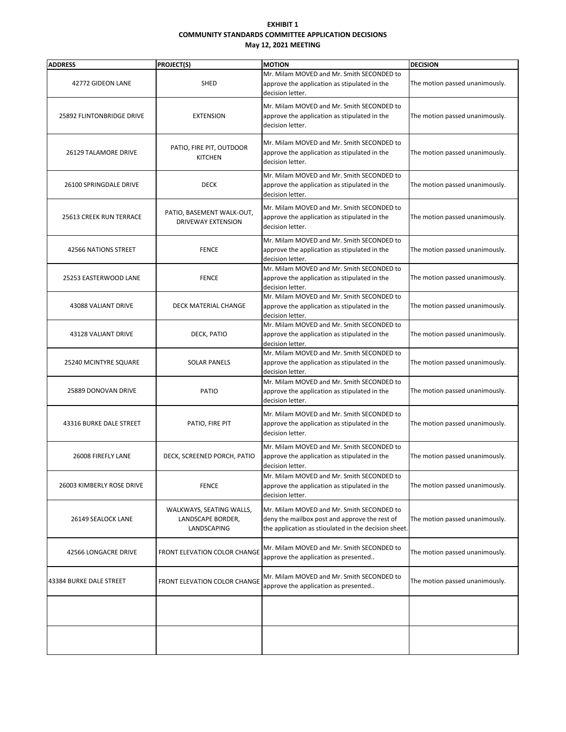**EXHIBIT 1**
**COMMUNITY STANDARDS COMMITTEE APPLICATION DECISIONS**
**May 12, 2021 MEETING**

| ADDRESS | PROJECT(S) | MOTION | DECISION |
|---|---|---|---|
| 42772 GIDEON LANE | SHED | Mr. Milam MOVED and Mr. Smith SECONDED to approve the application as stipulated in the decision letter. | The motion passed unanimously. |
| 25892 FLINTONBRIDGE DRIVE | EXTENSION | Mr. Milam MOVED and Mr. Smith SECONDED to approve the application as stipulated in the decision letter. | The motion passed unanimously. |
| 26129 TALAMORE DRIVE | PATIO, FIRE PIT, OUTDOOR KITCHEN | Mr. Milam MOVED and Mr. Smith SECONDED to approve the application as stipulated in the decision letter. | The motion passed unanimously. |
| 26100 SPRINGDALE DRIVE | DECK | Mr. Milam MOVED and Mr. Smith SECONDED to approve the application as stipulated in the decision letter. | The motion passed unanimously. |
| 25613 CREEK RUN TERRACE | PATIO, BASEMENT WALK-OUT, DRIVEWAY EXTENSION | Mr. Milam MOVED and Mr. Smith SECONDED to approve the application as stipulated in the decision letter. | The motion passed unanimously. |
| 42566 NATIONS STREET | FENCE | Mr. Milam MOVED and Mr. Smith SECONDED to approve the application as stipulated in the decision letter. | The motion passed unanimously. |
| 25253 EASTERWOOD LANE | FENCE | Mr. Milam MOVED and Mr. Smith SECONDED to approve the application as stipulated in the decision letter. | The motion passed unanimously. |
| 43088 VALIANT DRIVE | DECK MATERIAL CHANGE | Mr. Milam MOVED and Mr. Smith SECONDED to approve the application as stipulated in the decision letter. | The motion passed unanimously. |
| 43128 VALIANT DRIVE | DECK, PATIO | Mr. Milam MOVED and Mr. Smith SECONDED to approve the application as stipulated in the decision letter. | The motion passed unanimously. |
| 25240 MCINTYRE SQUARE | SOLAR PANELS | Mr. Milam MOVED and Mr. Smith SECONDED to approve the application as stipulated in the decision letter. | The motion passed unanimously. |
| 25889 DONOVAN DRIVE | PATIO | Mr. Milam MOVED and Mr. Smith SECONDED to approve the application as stipulated in the decision letter. | The motion passed unanimously. |
| 43316 BURKE DALE STREET | PATIO, FIRE PIT | Mr. Milam MOVED and Mr. Smith SECONDED to approve the application as stipulated in the decision letter. | The motion passed unanimously. |
| 26008 FIREFLY LANE | DECK, SCREENED PORCH, PATIO | Mr. Milam MOVED and Mr. Smith SECONDED to approve the application as stipulated in the decision letter. | The motion passed unanimously. |
| 26003 KIMBERLY ROSE DRIVE | FENCE | Mr. Milam MOVED and Mr. Smith SECONDED to approve the application as stipulated in the decision letter. | The motion passed unanimously. |
| 26149 SEALOCK LANE | WALKWAYS, SEATING WALLS, LANDSCAPE BORDER, LANDSCAPING | Mr. Milam MOVED and Mr. Smith SECONDED to deny the mailbox post and approve the rest of the application as stioulated in the decision sheet. | The motion passed unanimously. |
| 42566 LONGACRE DRIVE | FRONT ELEVATION COLOR CHANGE | Mr. Milam MOVED and Mr. Smith SECONDED to approve the application as presented.. | The motion passed unanimously. |
| 43384 BURKE DALE STREET | FRONT ELEVATION COLOR CHANGE | Mr. Milam MOVED and Mr. Smith SECONDED to approve the application as presented.. | The motion passed unanimously. |
| | | | |
| | | | |